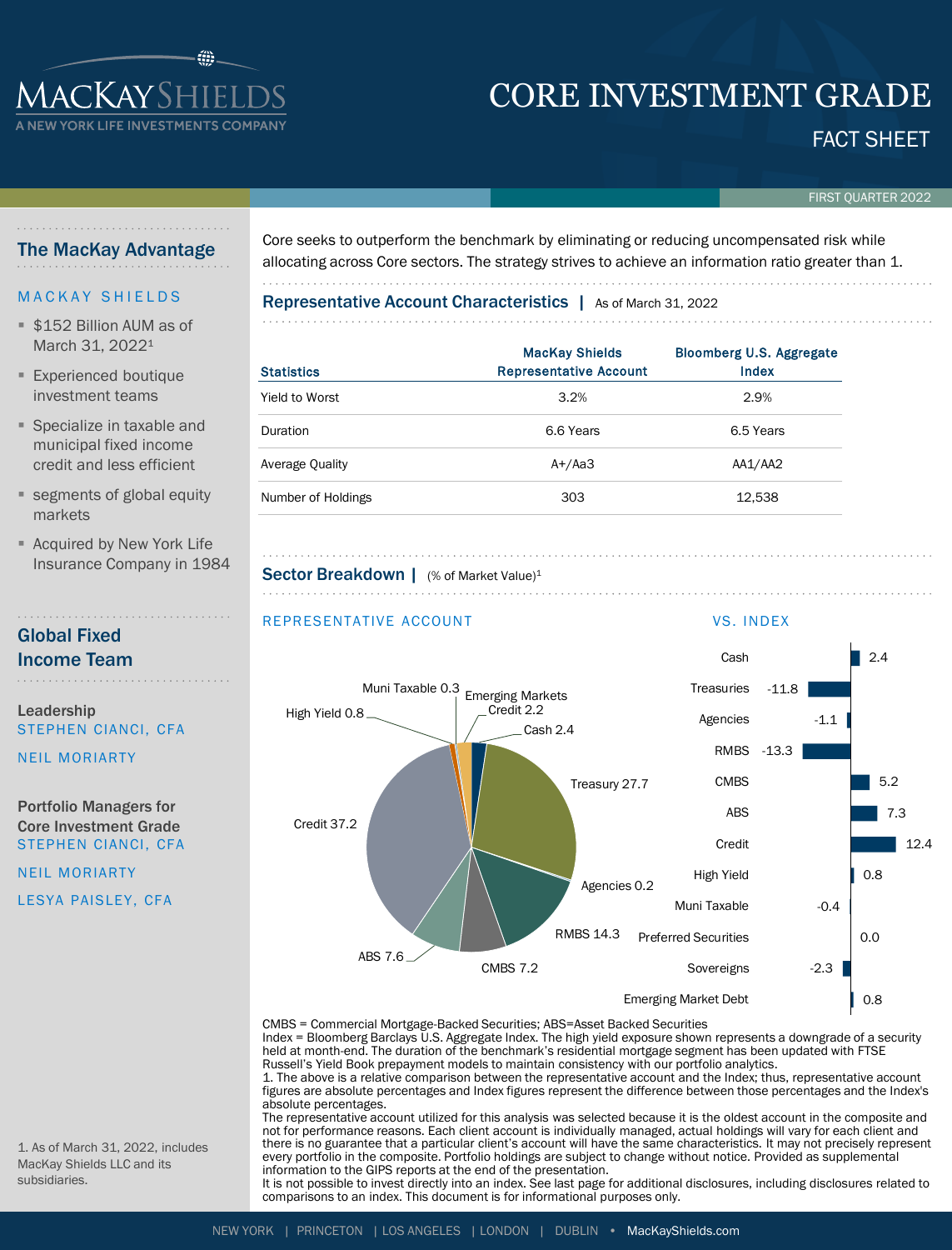# MacKay Shields

A NEW YORK LIFE INVESTMENTS COMPANY

# CORE INVESTMENT GRADE

## FACT SHEET

FIRST QUARTER 2022

## The MacKay Advantage

MACKAY SHIELDS

- $152 Billion AUM as of March 31, 2022[1]
- Experienced boutique investment teams
- Specialize in taxable and municipal fixed income credit and less efficient
- segments of global equity markets
- Acquired by New York Life Insurance Company in 1984

## Global Fixed Income Team

**Leadership**

STEPHEN CIANCI, CFA

NEIL MORIARTY

**Portfolio Managers for Core Investment Grade**

STEPHEN CIANCI, CFA

NEIL MORIARTY

LESYA PAISLEY, CFA

1. As of March 31, 2022, includes MacKay Shields LLC and its subsidiaries.

Core seeks to outperform the benchmark by eliminating or reducing uncompensated risk while allocating across Core sectors. The strategy strives to achieve an information ratio greater than 1.

## Representative Account Characteristics | As of March 31, 2022

| Statistics | MacKay Shields Representative Account | Bloomberg U.S. Aggregate Index |
|---|---|---|
| Yield to Worst | 3.2% | 2.9% |
| Duration | 6.6 Years | 6.5 Years |
| Average Quality | A+/Aa3 | AA1/AA2 |
| Number of Holdings | 303 | 12,538 |

## Sector Breakdown | (% of Market Value)[1]

**REPRESENTATIVE ACCOUNT**

| Sector | % |
|---|---|
| Cash | 2.4 |
| Treasury | 27.7 |
| Agencies | 0.2 |
| RMBS | 14.3 |
| CMBS | 7.2 |
| ABS | 7.6 |
| Credit | 37.2 |
| High Yield | 0.8 |
| Muni Taxable | 0.3 |
| Emerging Markets Credit | 2.2 |

**VS. INDEX**

| Sector | Difference |
|---|---|
| Cash | 2.4 |
| Treasuries | -11.8 |
| Agencies | -1.1 |
| RMBS | -13.3 |
| CMBS | 5.2 |
| ABS | 7.3 |
| Credit | 12.4 |
| High Yield | 0.8 |
| Muni Taxable | -0.4 |
| Preferred Securities | 0.0 |
| Sovereigns | -2.3 |
| Emerging Market Debt | 0.8 |

CMBS = Commercial Mortgage-Backed Securities; ABS=Asset Backed Securities
Index = Bloomberg Barclays U.S. Aggregate Index. The high yield exposure shown represents a downgrade of a security held at month-end. The duration of the benchmark's residential mortgage segment has been updated with FTSE Russell's Yield Book prepayment models to maintain consistency with our portfolio analytics.
1. The above is a relative comparison between the representative account and the Index; thus, representative account figures are absolute percentages and Index figures represent the difference between those percentages and the Index's absolute percentages.
The representative account utilized for this analysis was selected because it is the oldest account in the composite and not for performance reasons. Each client account is individually managed, actual holdings will vary for each client and there is no guarantee that a particular client's account will have the same characteristics. It may not precisely represent every portfolio in the composite. Portfolio holdings are subject to change without notice. Provided as supplemental information to the GIPS reports at the end of the presentation.
It is not possible to invest directly into an index. See last page for additional disclosures, including disclosures related to comparisons to an index. This document is for informational purposes only.

NEW YORK | PRINCETON | LOS ANGELES | LONDON | DUBLIN • MacKayShields.com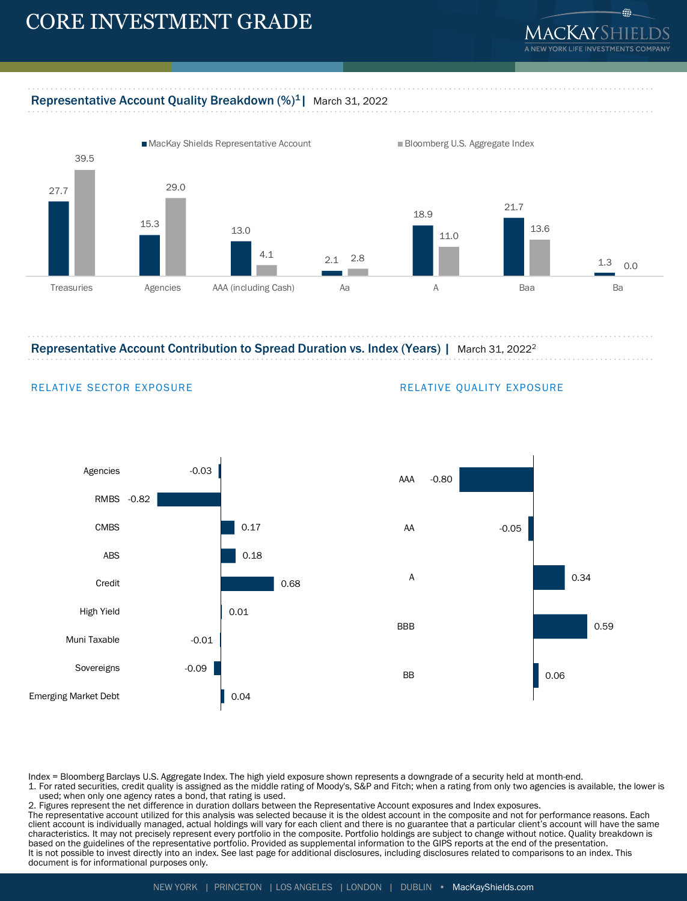# CORE INVESTMENT GRADE

## Representative Account Quality Breakdown (%)[1] | March 31, 2022

| | MacKay Shields Representative Account | Bloomberg U.S. Aggregate Index |
|---|---|---|
| Treasuries | 27.7 | 39.5 |
| Agencies | 15.3 | 29.0 |
| AAA (including Cash) | 13.0 | 4.1 |
| Aa | 2.1 | 2.8 |
| A | 18.9 | 11.0 |
| Baa | 21.7 | 13.6 |
| Ba | 1.3 | 0.0 |

## Representative Account Contribution to Spread Duration vs. Index (Years) | March 31, 2022[2]

### RELATIVE SECTOR EXPOSURE

| Sector | Years |
|---|---|
| Agencies | -0.03 |
| RMBS | -0.82 |
| CMBS | 0.17 |
| ABS | 0.18 |
| Credit | 0.68 |
| High Yield | 0.01 |
| Muni Taxable | -0.01 |
| Sovereigns | -0.09 |
| Emerging Market Debt | 0.04 |

### RELATIVE QUALITY EXPOSURE

| Quality | Years |
|---|---|
| AAA | -0.80 |
| AA | -0.05 |
| A | 0.34 |
| BBB | 0.59 |
| BB | 0.06 |

Index = Bloomberg Barclays U.S. Aggregate Index. The high yield exposure shown represents a downgrade of a security held at month-end.

1. For rated securities, credit quality is assigned as the middle rating of Moody's, S&P and Fitch; when a rating from only two agencies is available, the lower is used; when only one agency rates a bond, that rating is used.
2. Figures represent the net difference in duration dollars between the Representative Account exposures and Index exposures.

The representative account utilized for this analysis was selected because it is the oldest account in the composite and not for performance reasons. Each client account is individually managed, actual holdings will vary for each client and there is no guarantee that a particular client's account will have the same characteristics. It may not precisely represent every portfolio in the composite. Portfolio holdings are subject to change without notice. Quality breakdown is based on the guidelines of the representative portfolio. Provided as supplemental information to the GIPS reports at the end of the presentation.
It is not possible to invest directly into an index. See last page for additional disclosures, including disclosures related to comparisons to an index. This document is for informational purposes only.

NEW YORK | PRINCETON | LOS ANGELES | LONDON | DUBLIN • MacKayShields.com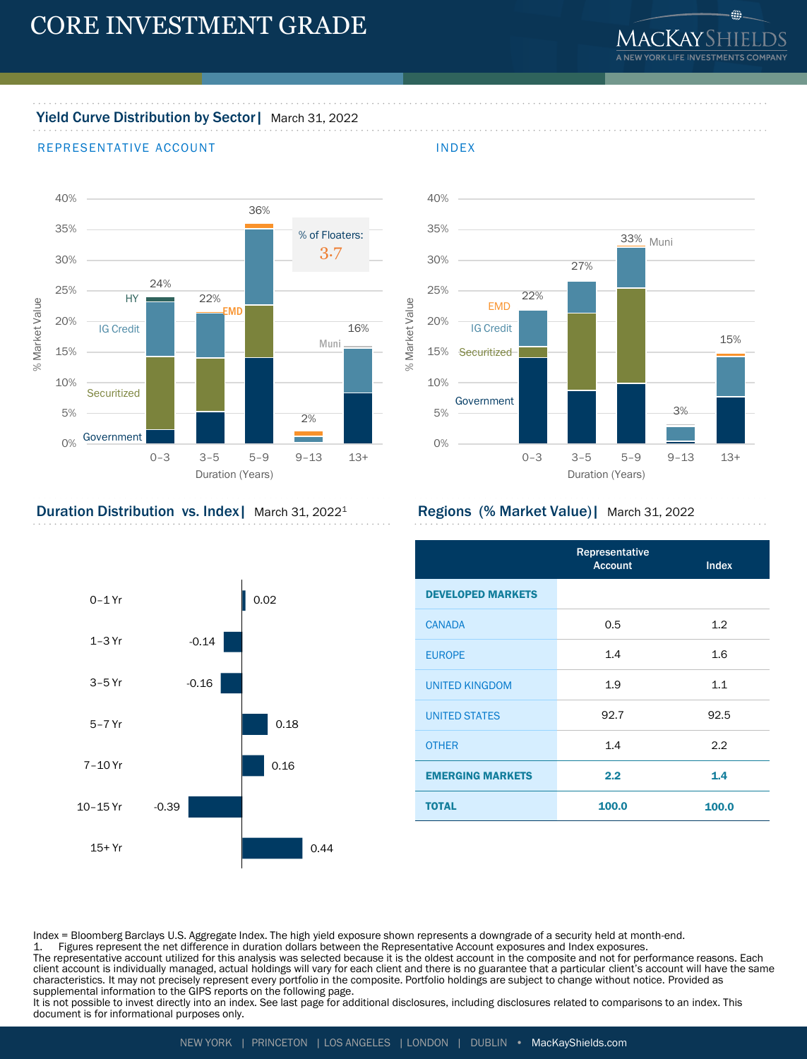# CORE INVESTMENT GRADE

## Yield Curve Distribution by Sector | March 31, 2022

REPRESENTATIVE ACCOUNT

% of Floaters: 3.7

| Duration (Years) | 0-3 | 3-5 | 5-9 | 9-13 | 13+ |
|---|---|---|---|---|---|
| Total % Market Value | 24% | 22% | 36% | 2% | 16% |

INDEX

| Duration (Years) | 0-3 | 3-5 | 5-9 | 9-13 | 13+ |
|---|---|---|---|---|---|
| Total % Market Value | 22% | 27% | 33% | 3% | 15% |

## Duration Distribution vs. Index | March 31, 2022[1]

| Duration | Difference |
|---|---|
| 0-1 Yr | 0.02 |
| 1-3 Yr | -0.14 |
| 3-5 Yr | -0.16 |
| 5-7 Yr | 0.18 |
| 7-10 Yr | 0.16 |
| 10-15 Yr | -0.39 |
| 15+ Yr | 0.44 |

## Regions (% Market Value) | March 31, 2022

| | Representative Account | Index |
|---|---|---|
| **DEVELOPED MARKETS** | | |
| CANADA | 0.5 | 1.2 |
| EUROPE | 1.4 | 1.6 |
| UNITED KINGDOM | 1.9 | 1.1 |
| UNITED STATES | 92.7 | 92.5 |
| OTHER | 1.4 | 2.2 |
| **EMERGING MARKETS** | **2.2** | **1.4** |
| **TOTAL** | **100.0** | **100.0** |

Index = Bloomberg Barclays U.S. Aggregate Index. The high yield exposure shown represents a downgrade of a security held at month-end.
1. Figures represent the net difference in duration dollars between the Representative Account exposures and Index exposures.
The representative account utilized for this analysis was selected because it is the oldest account in the composite and not for performance reasons. Each client account is individually managed, actual holdings will vary for each client and there is no guarantee that a particular client's account will have the same characteristics. It may not precisely represent every portfolio in the composite. Portfolio holdings are subject to change without notice. Provided as supplemental information to the GIPS reports on the following page.
It is not possible to invest directly into an index. See last page for additional disclosures, including disclosures related to comparisons to an index. This document is for informational purposes only.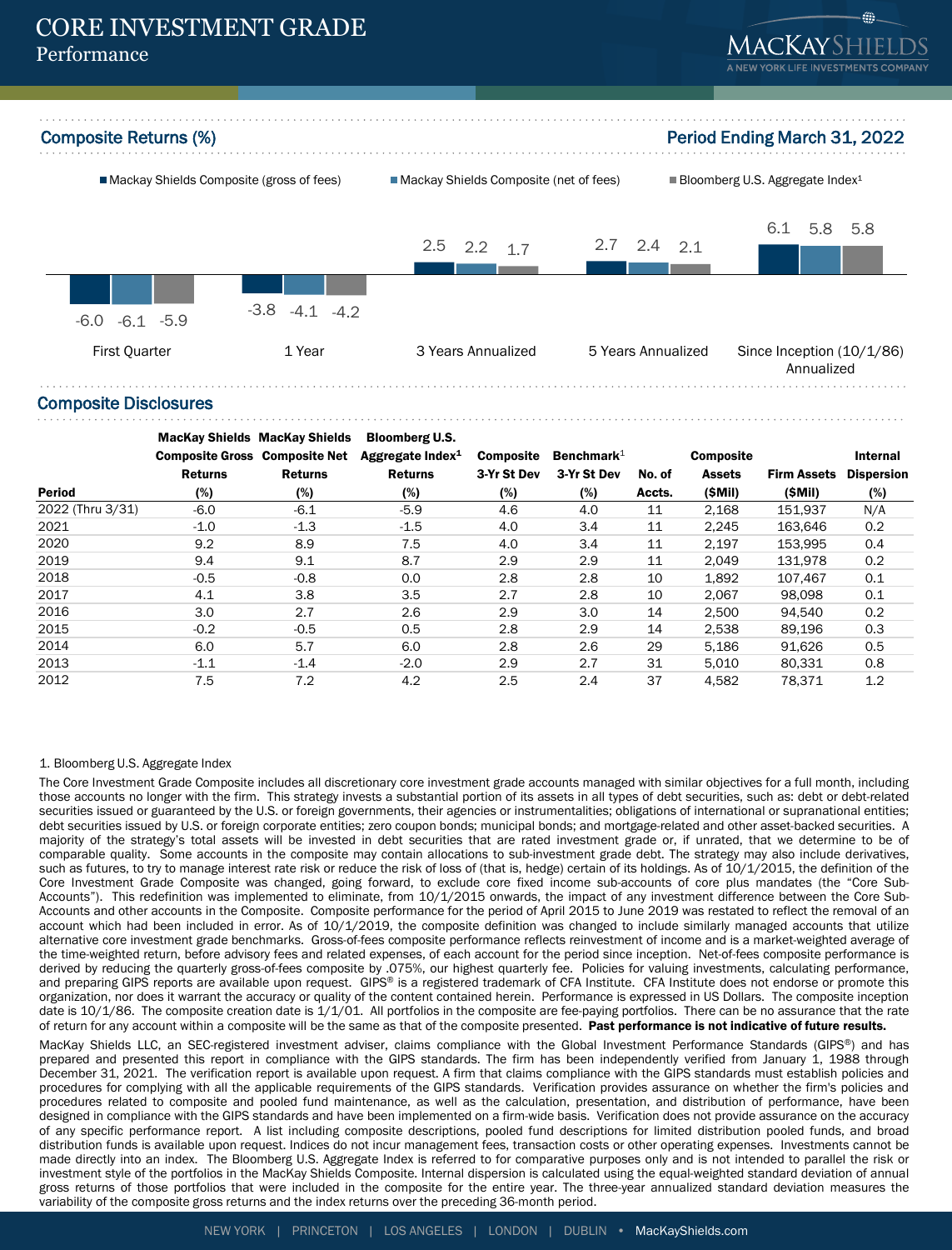# CORE INVESTMENT GRADE

## Performance

### Composite Returns (%)

**Period Ending March 31, 2022**

| | Mackay Shields Composite (gross of fees) | Mackay Shields Composite (net of fees) | Bloomberg U.S. Aggregate Index[1] |
|---|---|---|---|
| First Quarter | -6.0 | -6.1 | -5.9 |
| 1 Year | -3.8 | -4.1 | -4.2 |
| 3 Years Annualized | 2.5 | 2.2 | 1.7 |
| 5 Years Annualized | 2.7 | 2.4 | 2.1 |
| Since Inception (10/1/86) Annualized | 6.1 | 5.8 | 5.8 |

### Composite Disclosures

| Period | MacKay Shields Composite Gross Returns (%) | MacKay Shields Composite Net Returns (%) | Bloomberg U.S. Aggregate Index[1] Returns (%) | Composite 3-Yr St Dev (%) | Benchmark[1] 3-Yr St Dev (%) | No. of Accts. | Composite Assets ($Mil) | Firm Assets ($Mil) | Internal Dispersion (%) |
|---|---|---|---|---|---|---|---|---|---|
| 2022 (Thru 3/31) | -6.0 | -6.1 | -5.9 | 4.6 | 4.0 | 11 | 2,168 | 151,937 | N/A |
| 2021 | -1.0 | -1.3 | -1.5 | 4.0 | 3.4 | 11 | 2,245 | 163,646 | 0.2 |
| 2020 | 9.2 | 8.9 | 7.5 | 4.0 | 3.4 | 11 | 2,197 | 153,995 | 0.4 |
| 2019 | 9.4 | 9.1 | 8.7 | 2.9 | 2.9 | 11 | 2,049 | 131,978 | 0.2 |
| 2018 | -0.5 | -0.8 | 0.0 | 2.8 | 2.8 | 10 | 1,892 | 107,467 | 0.1 |
| 2017 | 4.1 | 3.8 | 3.5 | 2.7 | 2.8 | 10 | 2,067 | 98,098 | 0.1 |
| 2016 | 3.0 | 2.7 | 2.6 | 2.9 | 3.0 | 14 | 2,500 | 94,540 | 0.2 |
| 2015 | -0.2 | -0.5 | 0.5 | 2.8 | 2.9 | 14 | 2,538 | 89,196 | 0.3 |
| 2014 | 6.0 | 5.7 | 6.0 | 2.8 | 2.6 | 29 | 5,186 | 91,626 | 0.5 |
| 2013 | -1.1 | -1.4 | -2.0 | 2.9 | 2.7 | 31 | 5,010 | 80,331 | 0.8 |
| 2012 | 7.5 | 7.2 | 4.2 | 2.5 | 2.4 | 37 | 4,582 | 78,371 | 1.2 |

1. Bloomberg U.S. Aggregate Index

The Core Investment Grade Composite includes all discretionary core investment grade accounts managed with similar objectives for a full month, including those accounts no longer with the firm. This strategy invests a substantial portion of its assets in all types of debt securities, such as: debt or debt-related securities issued or guaranteed by the U.S. or foreign governments, their agencies or instrumentalities; obligations of international or supranational entities; debt securities issued by U.S. or foreign corporate entities; zero coupon bonds; municipal bonds; and mortgage-related and other asset-backed securities. A majority of the strategy's total assets will be invested in debt securities that are rated investment grade or, if unrated, that we determine to be of comparable quality. Some accounts in the composite may contain allocations to sub-investment grade debt. The strategy may also include derivatives, such as futures, to try to manage interest rate risk or reduce the risk of loss of (that is, hedge) certain of its holdings. As of 10/1/2015, the definition of the Core Investment Grade Composite was changed, going forward, to exclude core fixed income sub-accounts of core plus mandates (the "Core Sub-Accounts"). This redefinition was implemented to eliminate, from 10/1/2015 onwards, the impact of any investment difference between the Core Sub-Accounts and other accounts in the Composite. Composite performance for the period of April 2015 to June 2019 was restated to reflect the removal of an account which had been included in error. As of 10/1/2019, the composite definition was changed to include similarly managed accounts that utilize alternative core investment grade benchmarks. Gross-of-fees composite performance reflects reinvestment of income and is a market-weighted average of the time-weighted return, before advisory fees and related expenses, of each account for the period since inception. Net-of-fees composite performance is derived by reducing the quarterly gross-of-fees composite by .075%, our highest quarterly fee. Policies for valuing investments, calculating performance, and preparing GIPS reports are available upon request. GIPS® is a registered trademark of CFA Institute. CFA Institute does not endorse or promote this organization, nor does it warrant the accuracy or quality of the content contained herein. Performance is expressed in US Dollars. The composite inception date is 10/1/86. The composite creation date is 1/1/01. All portfolios in the composite are fee-paying portfolios. There can be no assurance that the rate of return for any account within a composite will be the same as that of the composite presented. **Past performance is not indicative of future results.**

MacKay Shields LLC, an SEC-registered investment adviser, claims compliance with the Global Investment Performance Standards (GIPS®) and has prepared and presented this report in compliance with the GIPS standards. The firm has been independently verified from January 1, 1988 through December 31, 2021. The verification report is available upon request. A firm that claims compliance with the GIPS standards must establish policies and procedures for complying with all the applicable requirements of the GIPS standards. Verification provides assurance on whether the firm's policies and procedures related to composite and pooled fund maintenance, as well as the calculation, presentation, and distribution of performance, have been designed in compliance with the GIPS standards and have been implemented on a firm-wide basis. Verification does not provide assurance on the accuracy of any specific performance report. A list including composite descriptions, pooled fund descriptions for limited distribution pooled funds, and broad distribution funds is available upon request. Indices do not incur management fees, transaction costs or other operating expenses. Investments cannot be made directly into an index. The Bloomberg U.S. Aggregate Index is referred to for comparative purposes only and is not intended to parallel the risk or investment style of the portfolios in the MacKay Shields Composite. Internal dispersion is calculated using the equal-weighted standard deviation of annual gross returns of those portfolios that were included in the composite for the entire year. The three-year annualized standard deviation measures the variability of the composite gross returns and the index returns over the preceding 36-month period.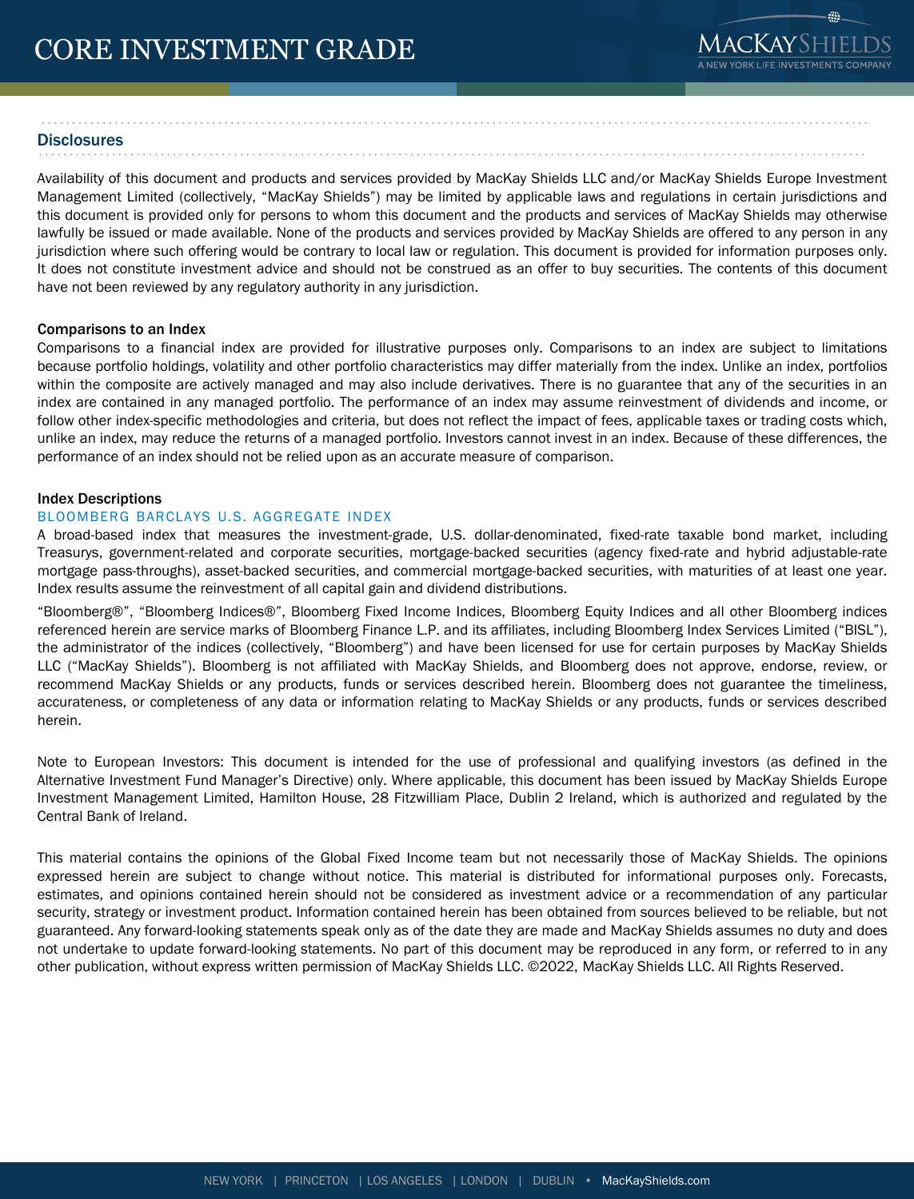## Disclosures

Availability of this document and products and services provided by MacKay Shields LLC and/or MacKay Shields Europe Investment Management Limited (collectively, "MacKay Shields") may be limited by applicable laws and regulations in certain jurisdictions and this document is provided only for persons to whom this document and the products and services of MacKay Shields may otherwise lawfully be issued or made available. None of the products and services provided by MacKay Shields are offered to any person in any jurisdiction where such offering would be contrary to local law or regulation. This document is provided for information purposes only. It does not constitute investment advice and should not be construed as an offer to buy securities. The contents of this document have not been reviewed by any regulatory authority in any jurisdiction.

**Comparisons to an Index**

Comparisons to a financial index are provided for illustrative purposes only. Comparisons to an index are subject to limitations because portfolio holdings, volatility and other portfolio characteristics may differ materially from the index. Unlike an index, portfolios within the composite are actively managed and may also include derivatives. There is no guarantee that any of the securities in an index are contained in any managed portfolio. The performance of an index may assume reinvestment of dividends and income, or follow other index-specific methodologies and criteria, but does not reflect the impact of fees, applicable taxes or trading costs which, unlike an index, may reduce the returns of a managed portfolio. Investors cannot invest in an index. Because of these differences, the performance of an index should not be relied upon as an accurate measure of comparison.

**Index Descriptions**

BLOOMBERG BARCLAYS U.S. AGGREGATE INDEX

A broad-based index that measures the investment-grade, U.S. dollar-denominated, fixed-rate taxable bond market, including Treasurys, government-related and corporate securities, mortgage-backed securities (agency fixed-rate and hybrid adjustable-rate mortgage pass-throughs), asset-backed securities, and commercial mortgage-backed securities, with maturities of at least one year. Index results assume the reinvestment of all capital gain and dividend distributions.

"Bloomberg®", "Bloomberg Indices®", Bloomberg Fixed Income Indices, Bloomberg Equity Indices and all other Bloomberg indices referenced herein are service marks of Bloomberg Finance L.P. and its affiliates, including Bloomberg Index Services Limited ("BISL"), the administrator of the indices (collectively, "Bloomberg") and have been licensed for use for certain purposes by MacKay Shields LLC ("MacKay Shields"). Bloomberg is not affiliated with MacKay Shields, and Bloomberg does not approve, endorse, review, or recommend MacKay Shields or any products, funds or services described herein. Bloomberg does not guarantee the timeliness, accurateness, or completeness of any data or information relating to MacKay Shields or any products, funds or services described herein.

Note to European Investors: This document is intended for the use of professional and qualifying investors (as defined in the Alternative Investment Fund Manager's Directive) only. Where applicable, this document has been issued by MacKay Shields Europe Investment Management Limited, Hamilton House, 28 Fitzwilliam Place, Dublin 2 Ireland, which is authorized and regulated by the Central Bank of Ireland.

This material contains the opinions of the Global Fixed Income team but not necessarily those of MacKay Shields. The opinions expressed herein are subject to change without notice. This material is distributed for informational purposes only. Forecasts, estimates, and opinions contained herein should not be considered as investment advice or a recommendation of any particular security, strategy or investment product. Information contained herein has been obtained from sources believed to be reliable, but not guaranteed. Any forward-looking statements speak only as of the date they are made and MacKay Shields assumes no duty and does not undertake to update forward-looking statements. No part of this document may be reproduced in any form, or referred to in any other publication, without express written permission of MacKay Shields LLC. ©2022, MacKay Shields LLC. All Rights Reserved.